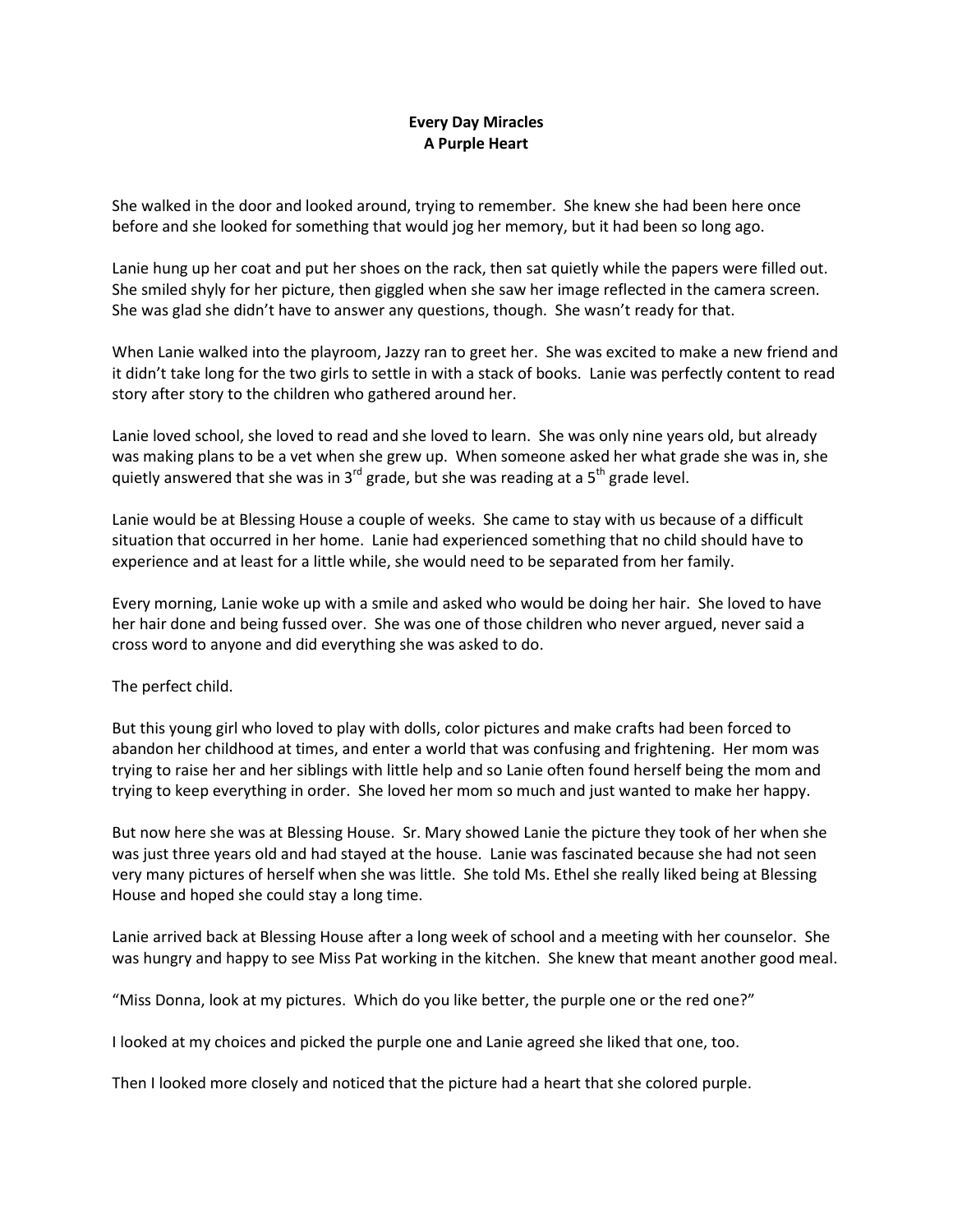# Every Day Miracles
## A Purple Heart

She walked in the door and looked around, trying to remember. She knew she had been here once before and she looked for something that would jog her memory, but it had been so long ago.

Lanie hung up her coat and put her shoes on the rack, then sat quietly while the papers were filled out. She smiled shyly for her picture, then giggled when she saw her image reflected in the camera screen. She was glad she didn't have to answer any questions, though. She wasn't ready for that.

When Lanie walked into the playroom, Jazzy ran to greet her. She was excited to make a new friend and it didn't take long for the two girls to settle in with a stack of books. Lanie was perfectly content to read story after story to the children who gathered around her.

Lanie loved school, she loved to read and she loved to learn. She was only nine years old, but already was making plans to be a vet when she grew up. When someone asked her what grade she was in, she quietly answered that she was in 3rd grade, but she was reading at a 5th grade level.

Lanie would be at Blessing House a couple of weeks. She came to stay with us because of a difficult situation that occurred in her home. Lanie had experienced something that no child should have to experience and at least for a little while, she would need to be separated from her family.

Every morning, Lanie woke up with a smile and asked who would be doing her hair. She loved to have her hair done and being fussed over. She was one of those children who never argued, never said a cross word to anyone and did everything she was asked to do.

The perfect child.

But this young girl who loved to play with dolls, color pictures and make crafts had been forced to abandon her childhood at times, and enter a world that was confusing and frightening. Her mom was trying to raise her and her siblings with little help and so Lanie often found herself being the mom and trying to keep everything in order. She loved her mom so much and just wanted to make her happy.

But now here she was at Blessing House. Sr. Mary showed Lanie the picture they took of her when she was just three years old and had stayed at the house. Lanie was fascinated because she had not seen very many pictures of herself when she was little. She told Ms. Ethel she really liked being at Blessing House and hoped she could stay a long time.

Lanie arrived back at Blessing House after a long week of school and a meeting with her counselor. She was hungry and happy to see Miss Pat working in the kitchen. She knew that meant another good meal.

"Miss Donna, look at my pictures. Which do you like better, the purple one or the red one?"

I looked at my choices and picked the purple one and Lanie agreed she liked that one, too.

Then I looked more closely and noticed that the picture had a heart that she colored purple.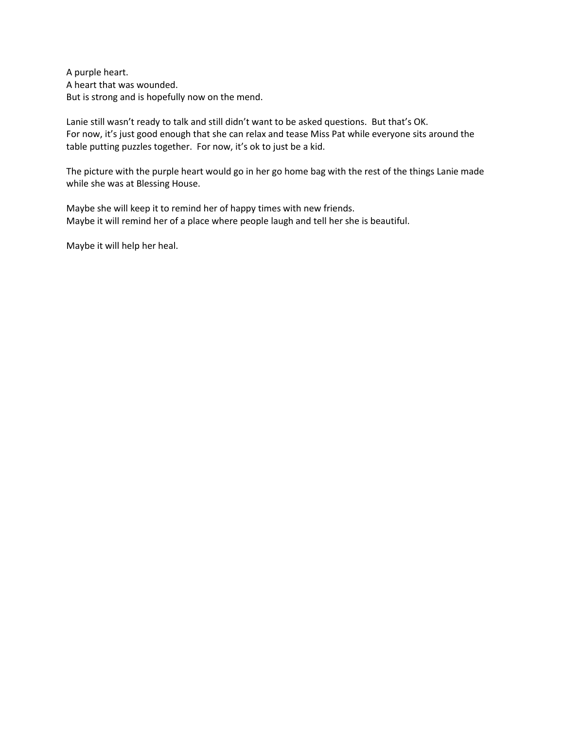A purple heart.
A heart that was wounded.
But is strong and is hopefully now on the mend.

Lanie still wasn't ready to talk and still didn't want to be asked questions. But that's OK.
For now, it's just good enough that she can relax and tease Miss Pat while everyone sits around the table putting puzzles together. For now, it's ok to just be a kid.

The picture with the purple heart would go in her go home bag with the rest of the things Lanie made while she was at Blessing House.

Maybe she will keep it to remind her of happy times with new friends.
Maybe it will remind her of a place where people laugh and tell her she is beautiful.

Maybe it will help her heal.